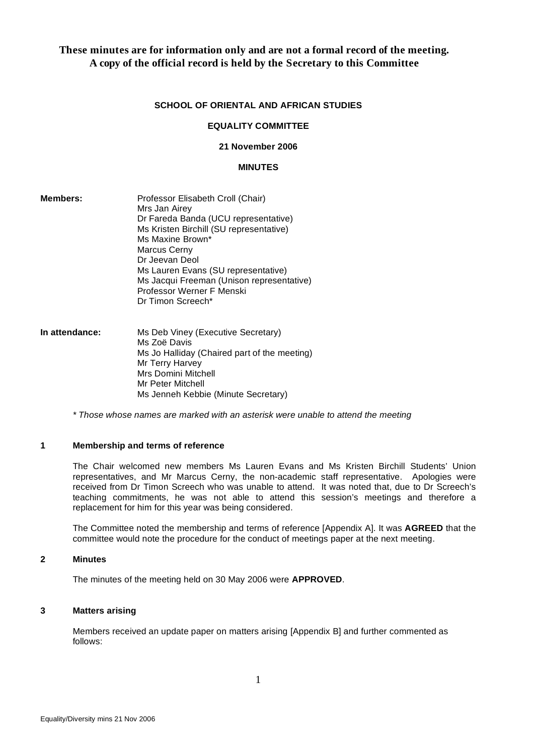**These minutes are for information only and are not a formal record of the meeting. A copy of the official record is held by the Secretary to this Committee**

# SCHOOL OF ORIENTAL AND AFRICAN STUDIES

## EQUALITY COMMITTEE

**21 November 2006**

## MINUTES

**Members:**

Professor Elisabeth Croll (Chair)
Mrs Jan Airey
Dr Fareda Banda (UCU representative)
Ms Kristen Birchill (SU representative)
Ms Maxine Brown*
Marcus Cerny
Dr Jeevan Deol
Ms Lauren Evans (SU representative)
Ms Jacqui Freeman (Unison representative)
Professor Werner F Menski
Dr Timon Screech*

**In attendance:**

Ms Deb Viney (Executive Secretary)
Ms Zoë Davis
Ms Jo Halliday (Chaired part of the meeting)
Mr Terry Harvey
Mrs Domini Mitchell
Mr Peter Mitchell
Ms Jenneh Kebbie (Minute Secretary)

*\* Those whose names are marked with an asterisk were unable to attend the meeting*

### 1 Membership and terms of reference

The Chair welcomed new members Ms Lauren Evans and Ms Kristen Birchill Students' Union representatives, and Mr Marcus Cerny, the non-academic staff representative. Apologies were received from Dr Timon Screech who was unable to attend. It was noted that, due to Dr Screech's teaching commitments, he was not able to attend this session's meetings and therefore a replacement for him for this year was being considered.

The Committee noted the membership and terms of reference [Appendix A]. It was **AGREED** that the committee would note the procedure for the conduct of meetings paper at the next meeting.

### 2 Minutes

The minutes of the meeting held on 30 May 2006 were **APPROVED**.

### 3 Matters arising

Members received an update paper on matters arising [Appendix B] and further commented as follows: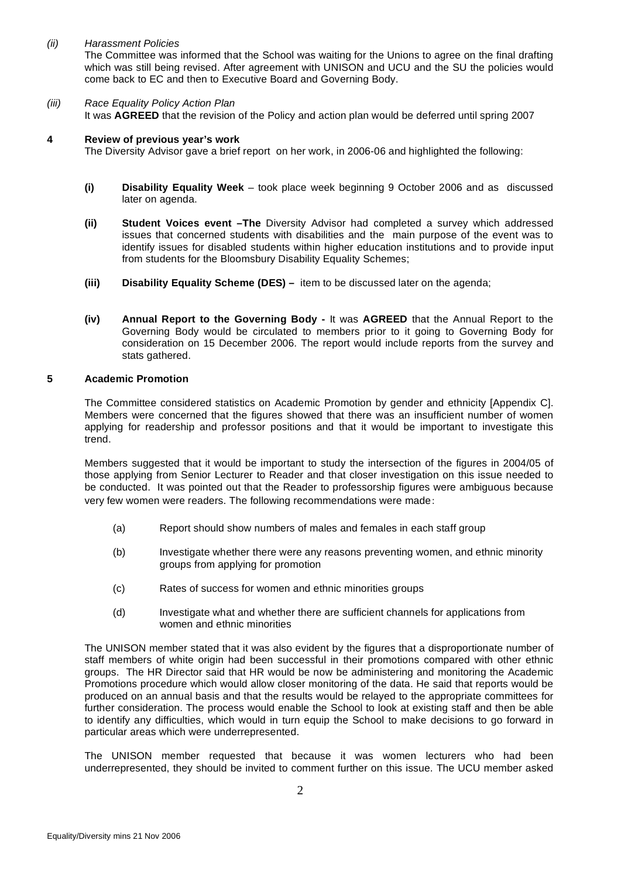*(ii)* *Harassment Policies*

The Committee was informed that the School was waiting for the Unions to agree on the final drafting which was still being revised. After agreement with UNISON and UCU and the SU the policies would come back to EC and then to Executive Board and Governing Body.

*(iii)* *Race Equality Policy Action Plan*

It was **AGREED** that the revision of the Policy and action plan would be deferred until spring 2007

**4 Review of previous year's work**

The Diversity Advisor gave a brief report on her work, in 2006-06 and highlighted the following:

**(i) Disability Equality Week** – took place week beginning 9 October 2006 and as discussed later on agenda.

**(ii) Student Voices event –The** Diversity Advisor had completed a survey which addressed issues that concerned students with disabilities and the main purpose of the event was to identify issues for disabled students within higher education institutions and to provide input from students for the Bloomsbury Disability Equality Schemes;

**(iii) Disability Equality Scheme (DES) –** item to be discussed later on the agenda;

**(iv) Annual Report to the Governing Body -** It was **AGREED** that the Annual Report to the Governing Body would be circulated to members prior to it going to Governing Body for consideration on 15 December 2006. The report would include reports from the survey and stats gathered.

**5 Academic Promotion**

The Committee considered statistics on Academic Promotion by gender and ethnicity [Appendix C]. Members were concerned that the figures showed that there was an insufficient number of women applying for readership and professor positions and that it would be important to investigate this trend.

Members suggested that it would be important to study the intersection of the figures in 2004/05 of those applying from Senior Lecturer to Reader and that closer investigation on this issue needed to be conducted. It was pointed out that the Reader to professorship figures were ambiguous because very few women were readers. The following recommendations were made:

(a) Report should show numbers of males and females in each staff group

(b) Investigate whether there were any reasons preventing women, and ethnic minority groups from applying for promotion

(c) Rates of success for women and ethnic minorities groups

(d) Investigate what and whether there are sufficient channels for applications from women and ethnic minorities

The UNISON member stated that it was also evident by the figures that a disproportionate number of staff members of white origin had been successful in their promotions compared with other ethnic groups. The HR Director said that HR would be now be administering and monitoring the Academic Promotions procedure which would allow closer monitoring of the data. He said that reports would be produced on an annual basis and that the results would be relayed to the appropriate committees for further consideration. The process would enable the School to look at existing staff and then be able to identify any difficulties, which would in turn equip the School to make decisions to go forward in particular areas which were underrepresented.

The UNISON member requested that because it was women lecturers who had been underrepresented, they should be invited to comment further on this issue. The UCU member asked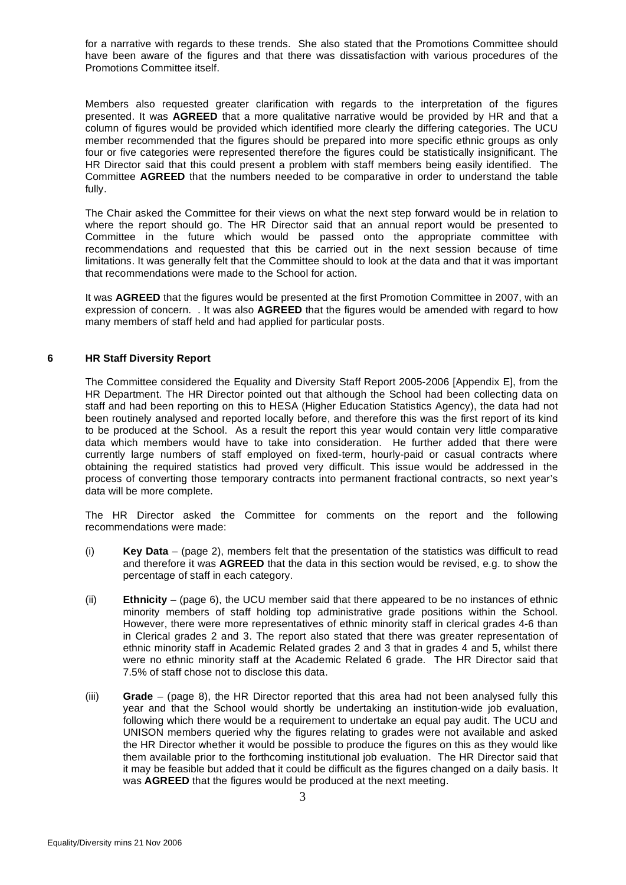for a narrative with regards to these trends. She also stated that the Promotions Committee should have been aware of the figures and that there was dissatisfaction with various procedures of the Promotions Committee itself.

Members also requested greater clarification with regards to the interpretation of the figures presented. It was **AGREED** that a more qualitative narrative would be provided by HR and that a column of figures would be provided which identified more clearly the differing categories. The UCU member recommended that the figures should be prepared into more specific ethnic groups as only four or five categories were represented therefore the figures could be statistically insignificant. The HR Director said that this could present a problem with staff members being easily identified. The Committee **AGREED** that the numbers needed to be comparative in order to understand the table fully.

The Chair asked the Committee for their views on what the next step forward would be in relation to where the report should go. The HR Director said that an annual report would be presented to Committee in the future which would be passed onto the appropriate committee with recommendations and requested that this be carried out in the next session because of time limitations. It was generally felt that the Committee should to look at the data and that it was important that recommendations were made to the School for action.

It was **AGREED** that the figures would be presented at the first Promotion Committee in 2007, with an expression of concern. . It was also **AGREED** that the figures would be amended with regard to how many members of staff held and had applied for particular posts.

## 6 HR Staff Diversity Report

The Committee considered the Equality and Diversity Staff Report 2005-2006 [Appendix E], from the HR Department. The HR Director pointed out that although the School had been collecting data on staff and had been reporting on this to HESA (Higher Education Statistics Agency), the data had not been routinely analysed and reported locally before, and therefore this was the first report of its kind to be produced at the School. As a result the report this year would contain very little comparative data which members would have to take into consideration. He further added that there were currently large numbers of staff employed on fixed-term, hourly-paid or casual contracts where obtaining the required statistics had proved very difficult. This issue would be addressed in the process of converting those temporary contracts into permanent fractional contracts, so next year's data will be more complete.

The HR Director asked the Committee for comments on the report and the following recommendations were made:

(i) **Key Data** – (page 2), members felt that the presentation of the statistics was difficult to read and therefore it was **AGREED** that the data in this section would be revised, e.g. to show the percentage of staff in each category.

(ii) **Ethnicity** – (page 6), the UCU member said that there appeared to be no instances of ethnic minority members of staff holding top administrative grade positions within the School. However, there were more representatives of ethnic minority staff in clerical grades 4-6 than in Clerical grades 2 and 3. The report also stated that there was greater representation of ethnic minority staff in Academic Related grades 2 and 3 that in grades 4 and 5, whilst there were no ethnic minority staff at the Academic Related 6 grade. The HR Director said that 7.5% of staff chose not to disclose this data.

(iii) **Grade** – (page 8), the HR Director reported that this area had not been analysed fully this year and that the School would shortly be undertaking an institution-wide job evaluation, following which there would be a requirement to undertake an equal pay audit. The UCU and UNISON members queried why the figures relating to grades were not available and asked the HR Director whether it would be possible to produce the figures on this as they would like them available prior to the forthcoming institutional job evaluation. The HR Director said that it may be feasible but added that it could be difficult as the figures changed on a daily basis. It was **AGREED** that the figures would be produced at the next meeting.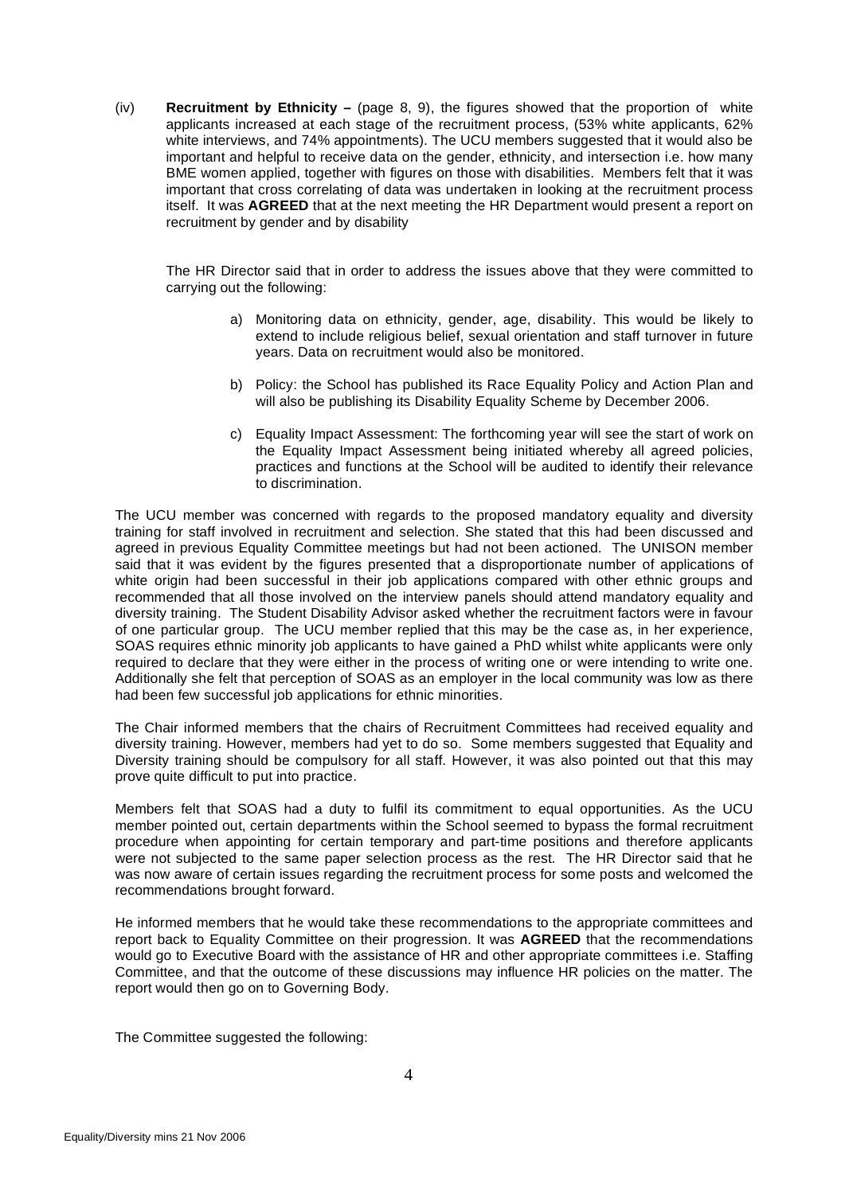(iv) **Recruitment by Ethnicity –** (page 8, 9), the figures showed that the proportion of white applicants increased at each stage of the recruitment process, (53% white applicants, 62% white interviews, and 74% appointments). The UCU members suggested that it would also be important and helpful to receive data on the gender, ethnicity, and intersection i.e. how many BME women applied, together with figures on those with disabilities. Members felt that it was important that cross correlating of data was undertaken in looking at the recruitment process itself. It was **AGREED** that at the next meeting the HR Department would present a report on recruitment by gender and by disability

The HR Director said that in order to address the issues above that they were committed to carrying out the following:

a) Monitoring data on ethnicity, gender, age, disability. This would be likely to extend to include religious belief, sexual orientation and staff turnover in future years. Data on recruitment would also be monitored.

b) Policy: the School has published its Race Equality Policy and Action Plan and will also be publishing its Disability Equality Scheme by December 2006.

c) Equality Impact Assessment: The forthcoming year will see the start of work on the Equality Impact Assessment being initiated whereby all agreed policies, practices and functions at the School will be audited to identify their relevance to discrimination.

The UCU member was concerned with regards to the proposed mandatory equality and diversity training for staff involved in recruitment and selection. She stated that this had been discussed and agreed in previous Equality Committee meetings but had not been actioned. The UNISON member said that it was evident by the figures presented that a disproportionate number of applications of white origin had been successful in their job applications compared with other ethnic groups and recommended that all those involved on the interview panels should attend mandatory equality and diversity training. The Student Disability Advisor asked whether the recruitment factors were in favour of one particular group. The UCU member replied that this may be the case as, in her experience, SOAS requires ethnic minority job applicants to have gained a PhD whilst white applicants were only required to declare that they were either in the process of writing one or were intending to write one. Additionally she felt that perception of SOAS as an employer in the local community was low as there had been few successful job applications for ethnic minorities.

The Chair informed members that the chairs of Recruitment Committees had received equality and diversity training. However, members had yet to do so. Some members suggested that Equality and Diversity training should be compulsory for all staff. However, it was also pointed out that this may prove quite difficult to put into practice.

Members felt that SOAS had a duty to fulfil its commitment to equal opportunities. As the UCU member pointed out, certain departments within the School seemed to bypass the formal recruitment procedure when appointing for certain temporary and part-time positions and therefore applicants were not subjected to the same paper selection process as the rest. The HR Director said that he was now aware of certain issues regarding the recruitment process for some posts and welcomed the recommendations brought forward.

He informed members that he would take these recommendations to the appropriate committees and report back to Equality Committee on their progression. It was **AGREED** that the recommendations would go to Executive Board with the assistance of HR and other appropriate committees i.e. Staffing Committee, and that the outcome of these discussions may influence HR policies on the matter. The report would then go on to Governing Body.

The Committee suggested the following: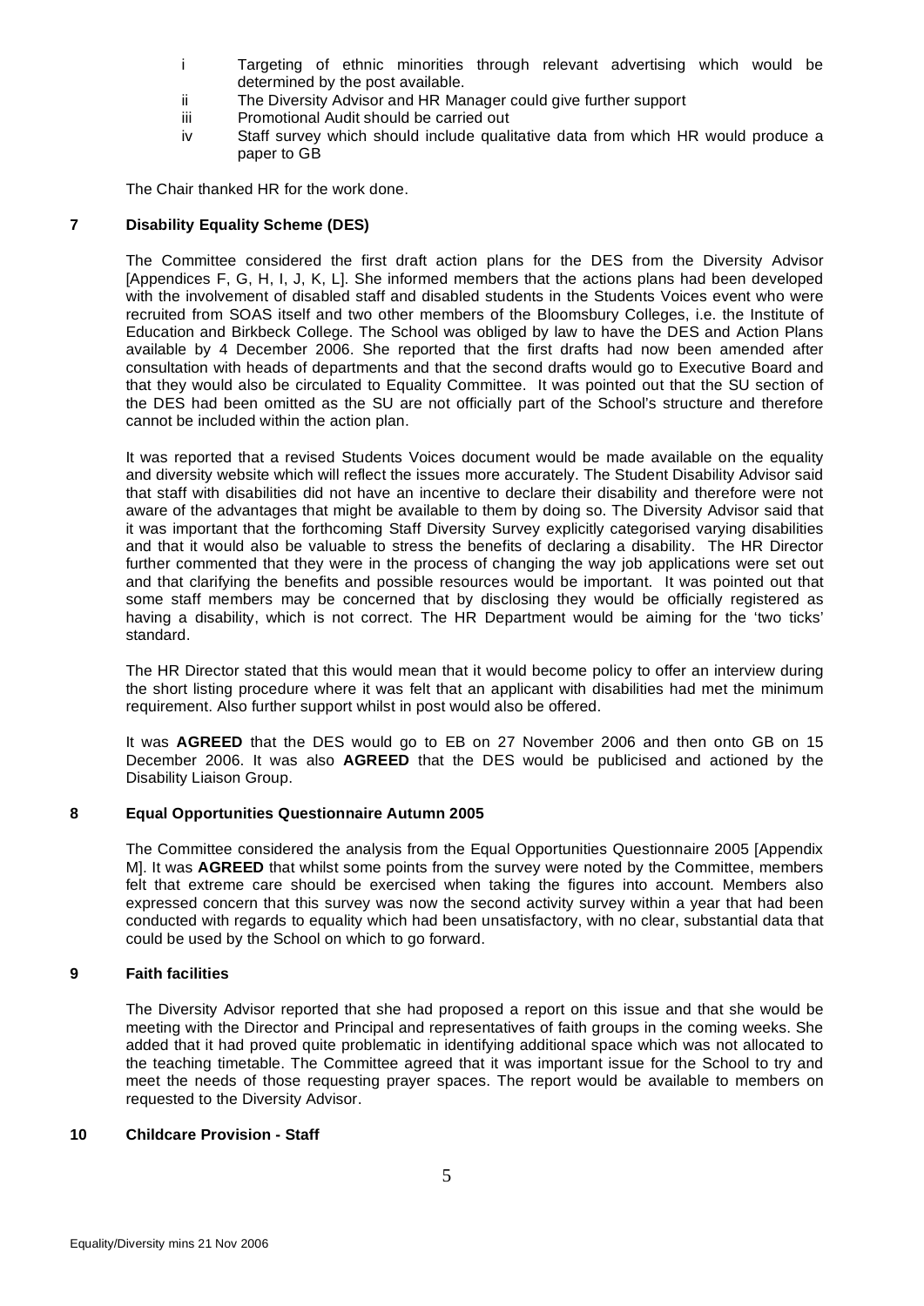i Targeting of ethnic minorities through relevant advertising which would be determined by the post available.
ii The Diversity Advisor and HR Manager could give further support
iii Promotional Audit should be carried out
iv Staff survey which should include qualitative data from which HR would produce a paper to GB

The Chair thanked HR for the work done.

## 7 Disability Equality Scheme (DES)

The Committee considered the first draft action plans for the DES from the Diversity Advisor [Appendices F, G, H, I, J, K, L]. She informed members that the actions plans had been developed with the involvement of disabled staff and disabled students in the Students Voices event who were recruited from SOAS itself and two other members of the Bloomsbury Colleges, i.e. the Institute of Education and Birkbeck College. The School was obliged by law to have the DES and Action Plans available by 4 December 2006. She reported that the first drafts had now been amended after consultation with heads of departments and that the second drafts would go to Executive Board and that they would also be circulated to Equality Committee. It was pointed out that the SU section of the DES had been omitted as the SU are not officially part of the School's structure and therefore cannot be included within the action plan.

It was reported that a revised Students Voices document would be made available on the equality and diversity website which will reflect the issues more accurately. The Student Disability Advisor said that staff with disabilities did not have an incentive to declare their disability and therefore were not aware of the advantages that might be available to them by doing so. The Diversity Advisor said that it was important that the forthcoming Staff Diversity Survey explicitly categorised varying disabilities and that it would also be valuable to stress the benefits of declaring a disability. The HR Director further commented that they were in the process of changing the way job applications were set out and that clarifying the benefits and possible resources would be important. It was pointed out that some staff members may be concerned that by disclosing they would be officially registered as having a disability, which is not correct. The HR Department would be aiming for the 'two ticks' standard.

The HR Director stated that this would mean that it would become policy to offer an interview during the short listing procedure where it was felt that an applicant with disabilities had met the minimum requirement. Also further support whilst in post would also be offered.

It was **AGREED** that the DES would go to EB on 27 November 2006 and then onto GB on 15 December 2006. It was also **AGREED** that the DES would be publicised and actioned by the Disability Liaison Group.

## 8 Equal Opportunities Questionnaire Autumn 2005

The Committee considered the analysis from the Equal Opportunities Questionnaire 2005 [Appendix M]. It was **AGREED** that whilst some points from the survey were noted by the Committee, members felt that extreme care should be exercised when taking the figures into account. Members also expressed concern that this survey was now the second activity survey within a year that had been conducted with regards to equality which had been unsatisfactory, with no clear, substantial data that could be used by the School on which to go forward.

## 9 Faith facilities

The Diversity Advisor reported that she had proposed a report on this issue and that she would be meeting with the Director and Principal and representatives of faith groups in the coming weeks. She added that it had proved quite problematic in identifying additional space which was not allocated to the teaching timetable. The Committee agreed that it was important issue for the School to try and meet the needs of those requesting prayer spaces. The report would be available to members on requested to the Diversity Advisor.

## 10 Childcare Provision - Staff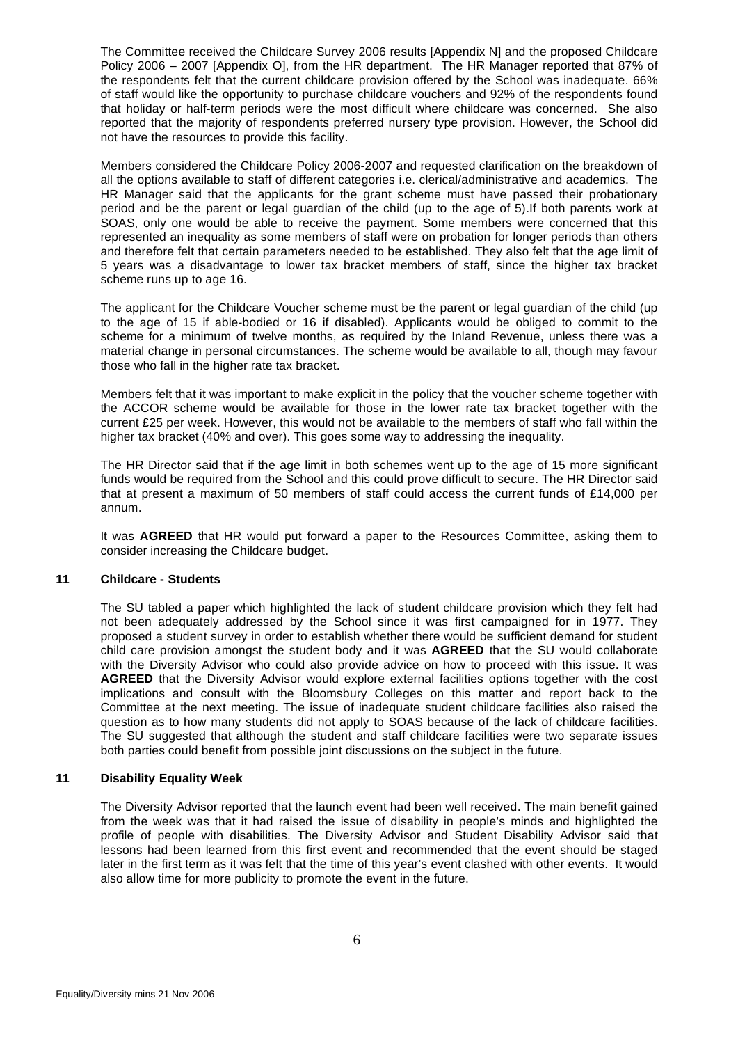The Committee received the Childcare Survey 2006 results [Appendix N] and the proposed Childcare Policy 2006 – 2007 [Appendix O], from the HR department. The HR Manager reported that 87% of the respondents felt that the current childcare provision offered by the School was inadequate. 66% of staff would like the opportunity to purchase childcare vouchers and 92% of the respondents found that holiday or half-term periods were the most difficult where childcare was concerned. She also reported that the majority of respondents preferred nursery type provision. However, the School did not have the resources to provide this facility.

Members considered the Childcare Policy 2006-2007 and requested clarification on the breakdown of all the options available to staff of different categories i.e. clerical/administrative and academics. The HR Manager said that the applicants for the grant scheme must have passed their probationary period and be the parent or legal guardian of the child (up to the age of 5).If both parents work at SOAS, only one would be able to receive the payment. Some members were concerned that this represented an inequality as some members of staff were on probation for longer periods than others and therefore felt that certain parameters needed to be established. They also felt that the age limit of 5 years was a disadvantage to lower tax bracket members of staff, since the higher tax bracket scheme runs up to age 16.

The applicant for the Childcare Voucher scheme must be the parent or legal guardian of the child (up to the age of 15 if able-bodied or 16 if disabled). Applicants would be obliged to commit to the scheme for a minimum of twelve months, as required by the Inland Revenue, unless there was a material change in personal circumstances. The scheme would be available to all, though may favour those who fall in the higher rate tax bracket.

Members felt that it was important to make explicit in the policy that the voucher scheme together with the ACCOR scheme would be available for those in the lower rate tax bracket together with the current £25 per week. However, this would not be available to the members of staff who fall within the higher tax bracket (40% and over). This goes some way to addressing the inequality.

The HR Director said that if the age limit in both schemes went up to the age of 15 more significant funds would be required from the School and this could prove difficult to secure. The HR Director said that at present a maximum of 50 members of staff could access the current funds of £14,000 per annum.

It was **AGREED** that HR would put forward a paper to the Resources Committee, asking them to consider increasing the Childcare budget.

## 11 Childcare - Students

The SU tabled a paper which highlighted the lack of student childcare provision which they felt had not been adequately addressed by the School since it was first campaigned for in 1977. They proposed a student survey in order to establish whether there would be sufficient demand for student child care provision amongst the student body and it was **AGREED** that the SU would collaborate with the Diversity Advisor who could also provide advice on how to proceed with this issue. It was **AGREED** that the Diversity Advisor would explore external facilities options together with the cost implications and consult with the Bloomsbury Colleges on this matter and report back to the Committee at the next meeting. The issue of inadequate student childcare facilities also raised the question as to how many students did not apply to SOAS because of the lack of childcare facilities. The SU suggested that although the student and staff childcare facilities were two separate issues both parties could benefit from possible joint discussions on the subject in the future.

## 11 Disability Equality Week

The Diversity Advisor reported that the launch event had been well received. The main benefit gained from the week was that it had raised the issue of disability in people's minds and highlighted the profile of people with disabilities. The Diversity Advisor and Student Disability Advisor said that lessons had been learned from this first event and recommended that the event should be staged later in the first term as it was felt that the time of this year's event clashed with other events. It would also allow time for more publicity to promote the event in the future.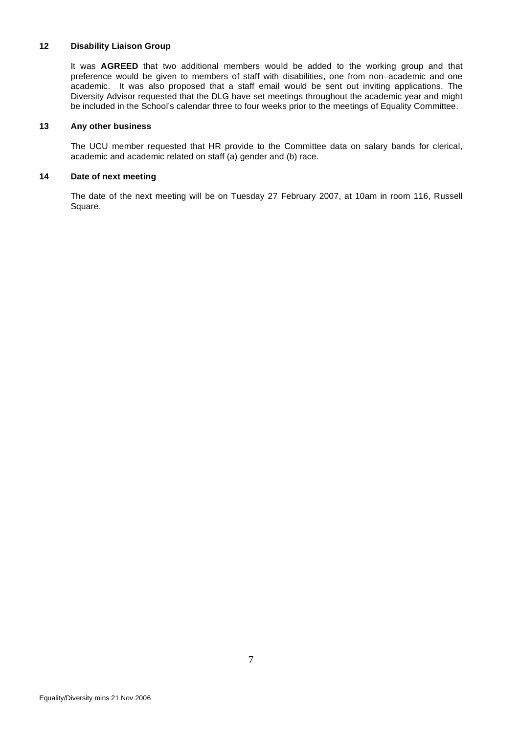## 12 Disability Liaison Group

It was **AGREED** that two additional members would be added to the working group and that preference would be given to members of staff with disabilities, one from non–academic and one academic. It was also proposed that a staff email would be sent out inviting applications. The Diversity Advisor requested that the DLG have set meetings throughout the academic year and might be included in the School's calendar three to four weeks prior to the meetings of Equality Committee.

## 13 Any other business

The UCU member requested that HR provide to the Committee data on salary bands for clerical, academic and academic related on staff (a) gender and (b) race.

## 14 Date of next meeting

The date of the next meeting will be on Tuesday 27 February 2007, at 10am in room 116, Russell Square.